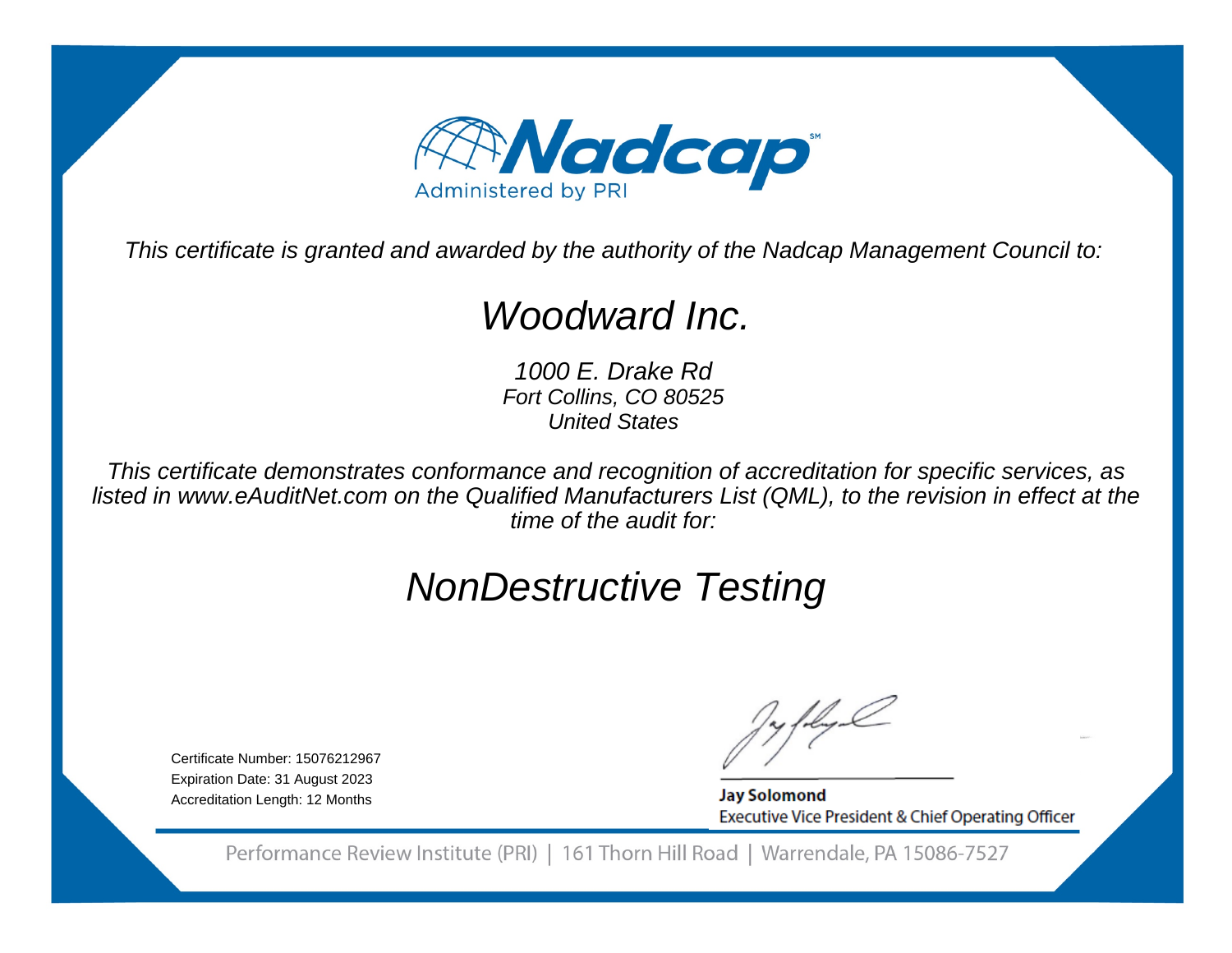# Nadcap

Administered by PRI

*This certificate is granted and awarded by the authority of the Nadcap Management Council to:*

## *Woodward Inc.*

*1000 E. Drake Rd*
*Fort Collins, CO 80525*
*United States*

*This certificate demonstrates conformance and recognition of accreditation for specific services, as listed in www.eAuditNet.com on the Qualified Manufacturers List (QML), to the revision in effect at the time of the audit for:*

## *NonDestructive Testing*

Certificate Number: 15076212967
Expiration Date: 31 August 2023
Accreditation Length: 12 Months

**Jay Solomond**
Executive Vice President & Chief Operating Officer

Performance Review Institute (PRI) | 161 Thorn Hill Road | Warrendale, PA 15086-7527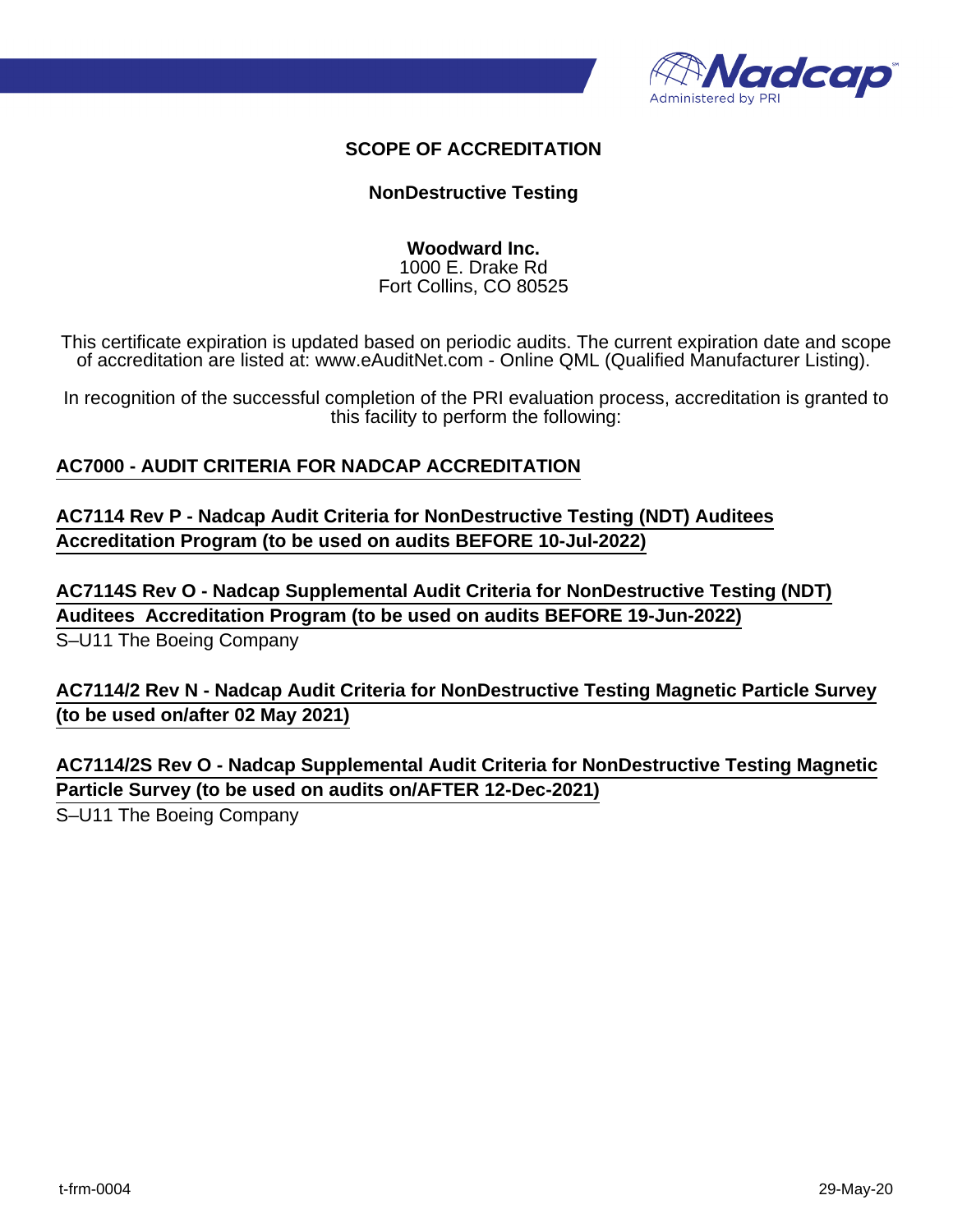## SCOPE OF ACCREDITATION

### NonDestructive Testing

**Woodward Inc.**
1000 E. Drake Rd
Fort Collins, CO 80525

This certificate expiration is updated based on periodic audits. The current expiration date and scope of accreditation are listed at: www.eAuditNet.com - Online QML (Qualified Manufacturer Listing).

In recognition of the successful completion of the PRI evaluation process, accreditation is granted to this facility to perform the following:

**AC7000 - AUDIT CRITERIA FOR NADCAP ACCREDITATION**

**AC7114 Rev P - Nadcap Audit Criteria for NonDestructive Testing (NDT) Auditees Accreditation Program (to be used on audits BEFORE 10-Jul-2022)**

**AC7114S Rev O - Nadcap Supplemental Audit Criteria for NonDestructive Testing (NDT) Auditees Accreditation Program (to be used on audits BEFORE 19-Jun-2022)**

S–U11 The Boeing Company

**AC7114/2 Rev N - Nadcap Audit Criteria for NonDestructive Testing Magnetic Particle Survey (to be used on/after 02 May 2021)**

**AC7114/2S Rev O - Nadcap Supplemental Audit Criteria for NonDestructive Testing Magnetic Particle Survey (to be used on audits on/AFTER 12-Dec-2021)**

S–U11 The Boeing Company

t-frm-0004 29-May-20